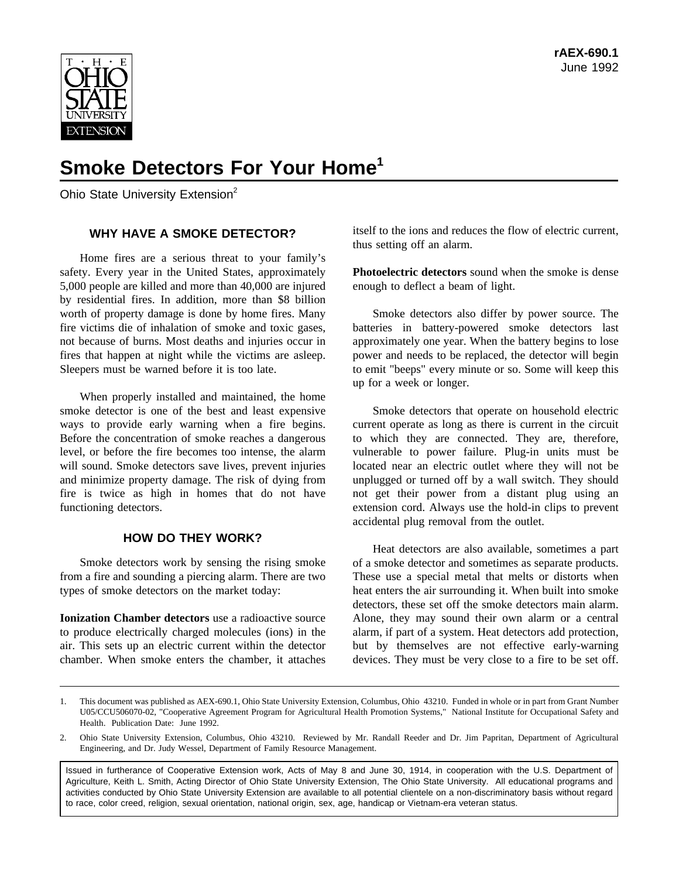rAEX-690.1
June 1992

# Smoke Detectors For Your Home[1]

Ohio State University Extension[2]

## WHY HAVE A SMOKE DETECTOR?

Home fires are a serious threat to your family's safety. Every year in the United States, approximately 5,000 people are killed and more than 40,000 are injured by residential fires. In addition, more than $8 billion worth of property damage is done by home fires. Many fire victims die of inhalation of smoke and toxic gases, not because of burns. Most deaths and injuries occur in fires that happen at night while the victims are asleep. Sleepers must be warned before it is too late.

When properly installed and maintained, the home smoke detector is one of the best and least expensive ways to provide early warning when a fire begins. Before the concentration of smoke reaches a dangerous level, or before the fire becomes too intense, the alarm will sound. Smoke detectors save lives, prevent injuries and minimize property damage. The risk of dying from fire is twice as high in homes that do not have functioning detectors.

## HOW DO THEY WORK?

Smoke detectors work by sensing the rising smoke from a fire and sounding a piercing alarm. There are two types of smoke detectors on the market today:

**Ionization Chamber detectors** use a radioactive source to produce electrically charged molecules (ions) in the air. This sets up an electric current within the detector chamber. When smoke enters the chamber, it attaches itself to the ions and reduces the flow of electric current, thus setting off an alarm.

**Photoelectric detectors** sound when the smoke is dense enough to deflect a beam of light.

Smoke detectors also differ by power source. The batteries in battery-powered smoke detectors last approximately one year. When the battery begins to lose power and needs to be replaced, the detector will begin to emit "beeps" every minute or so. Some will keep this up for a week or longer.

Smoke detectors that operate on household electric current operate as long as there is current in the circuit to which they are connected. They are, therefore, vulnerable to power failure. Plug-in units must be located near an electric outlet where they will not be unplugged or turned off by a wall switch. They should not get their power from a distant plug using an extension cord. Always use the hold-in clips to prevent accidental plug removal from the outlet.

Heat detectors are also available, sometimes a part of a smoke detector and sometimes as separate products. These use a special metal that melts or distorts when heat enters the air surrounding it. When built into smoke detectors, these set off the smoke detectors main alarm. Alone, they may sound their own alarm or a central alarm, if part of a system. Heat detectors add protection, but by themselves are not effective early-warning devices. They must be very close to a fire to be set off.

---

1. This document was published as AEX-690.1, Ohio State University Extension, Columbus, Ohio 43210. Funded in whole or in part from Grant Number U05/CCU506070-02, "Cooperative Agreement Program for Agricultural Health Promotion Systems," National Institute for Occupational Safety and Health. Publication Date: June 1992.

2. Ohio State University Extension, Columbus, Ohio 43210. Reviewed by Mr. Randall Reeder and Dr. Jim Papritan, Department of Agricultural Engineering, and Dr. Judy Wessel, Department of Family Resource Management.

Issued in furtherance of Cooperative Extension work, Acts of May 8 and June 30, 1914, in cooperation with the U.S. Department of Agriculture, Keith L. Smith, Acting Director of Ohio State University Extension, The Ohio State University. All educational programs and activities conducted by Ohio State University Extension are available to all potential clientele on a non-discriminatory basis without regard to race, color creed, religion, sexual orientation, national origin, sex, age, handicap or Vietnam-era veteran status.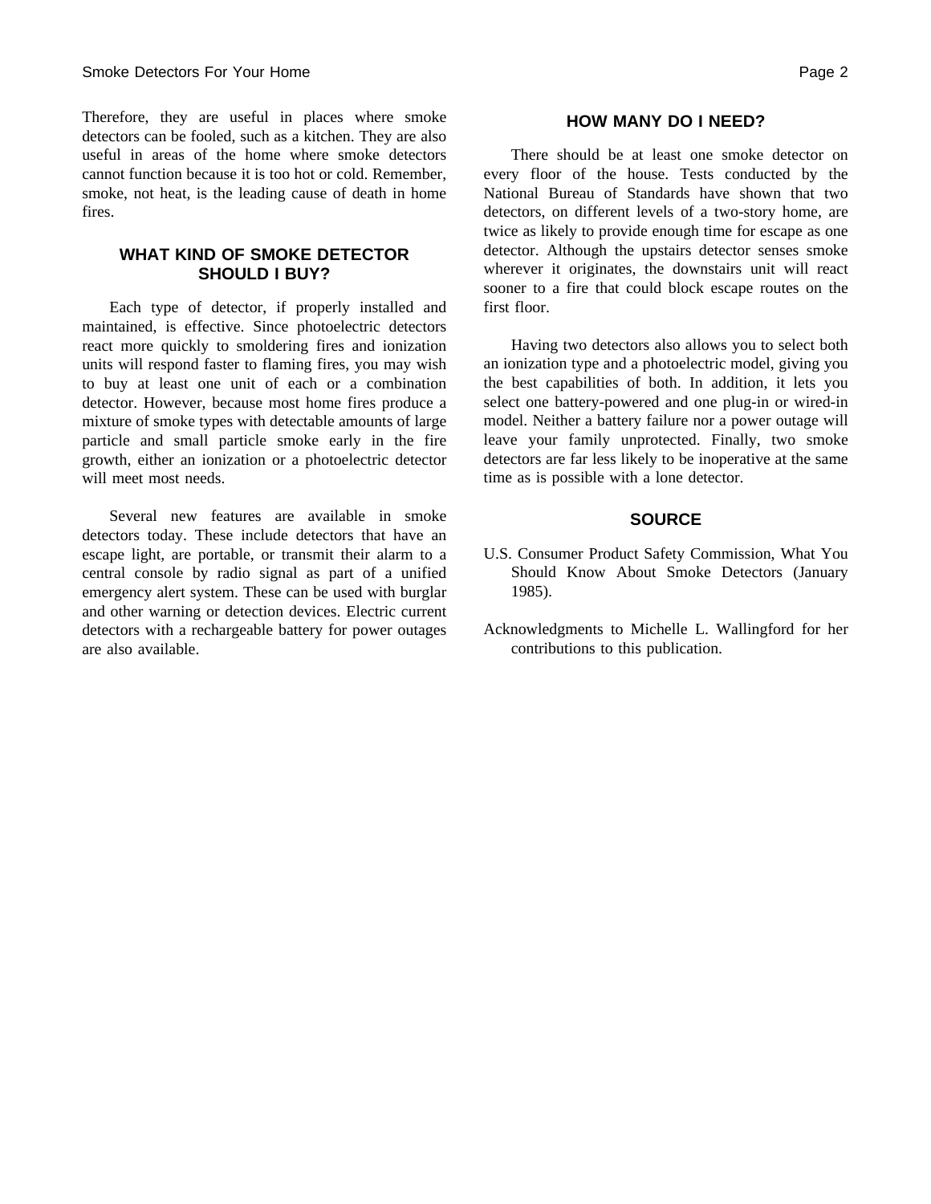Therefore, they are useful in places where smoke detectors can be fooled, such as a kitchen. They are also useful in areas of the home where smoke detectors cannot function because it is too hot or cold. Remember, smoke, not heat, is the leading cause of death in home fires.

## WHAT KIND OF SMOKE DETECTOR SHOULD I BUY?

Each type of detector, if properly installed and maintained, is effective. Since photoelectric detectors react more quickly to smoldering fires and ionization units will respond faster to flaming fires, you may wish to buy at least one unit of each or a combination detector. However, because most home fires produce a mixture of smoke types with detectable amounts of large particle and small particle smoke early in the fire growth, either an ionization or a photoelectric detector will meet most needs.

Several new features are available in smoke detectors today. These include detectors that have an escape light, are portable, or transmit their alarm to a central console by radio signal as part of a unified emergency alert system. These can be used with burglar and other warning or detection devices. Electric current detectors with a rechargeable battery for power outages are also available.

## HOW MANY DO I NEED?

There should be at least one smoke detector on every floor of the house. Tests conducted by the National Bureau of Standards have shown that two detectors, on different levels of a two-story home, are twice as likely to provide enough time for escape as one detector. Although the upstairs detector senses smoke wherever it originates, the downstairs unit will react sooner to a fire that could block escape routes on the first floor.

Having two detectors also allows you to select both an ionization type and a photoelectric model, giving you the best capabilities of both. In addition, it lets you select one battery-powered and one plug-in or wired-in model. Neither a battery failure nor a power outage will leave your family unprotected. Finally, two smoke detectors are far less likely to be inoperative at the same time as is possible with a lone detector.

## SOURCE

U.S. Consumer Product Safety Commission, What You Should Know About Smoke Detectors (January 1985).

Acknowledgments to Michelle L. Wallingford for her contributions to this publication.